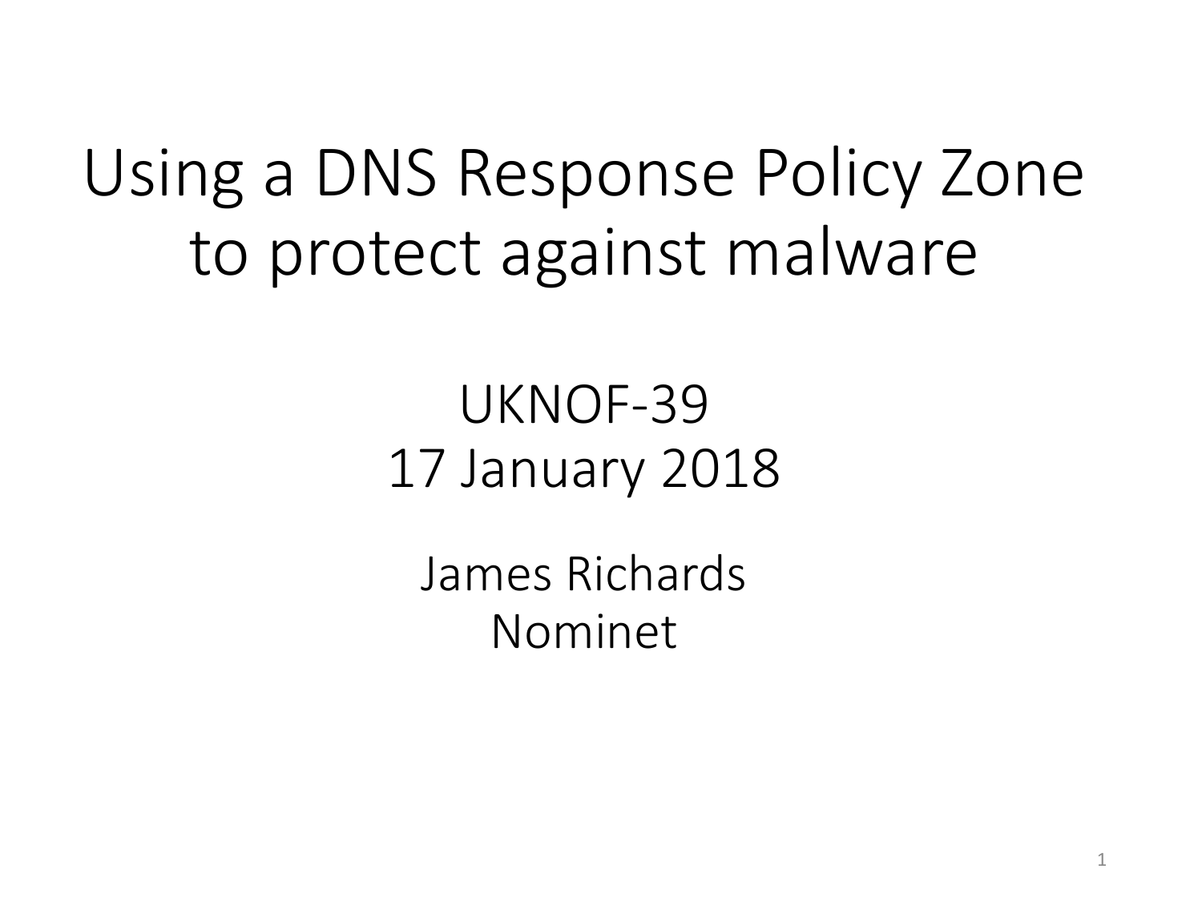# Using a DNS Response Policy Zone to protect against malware

UKNOF-39
17 January 2018

James Richards
Nominet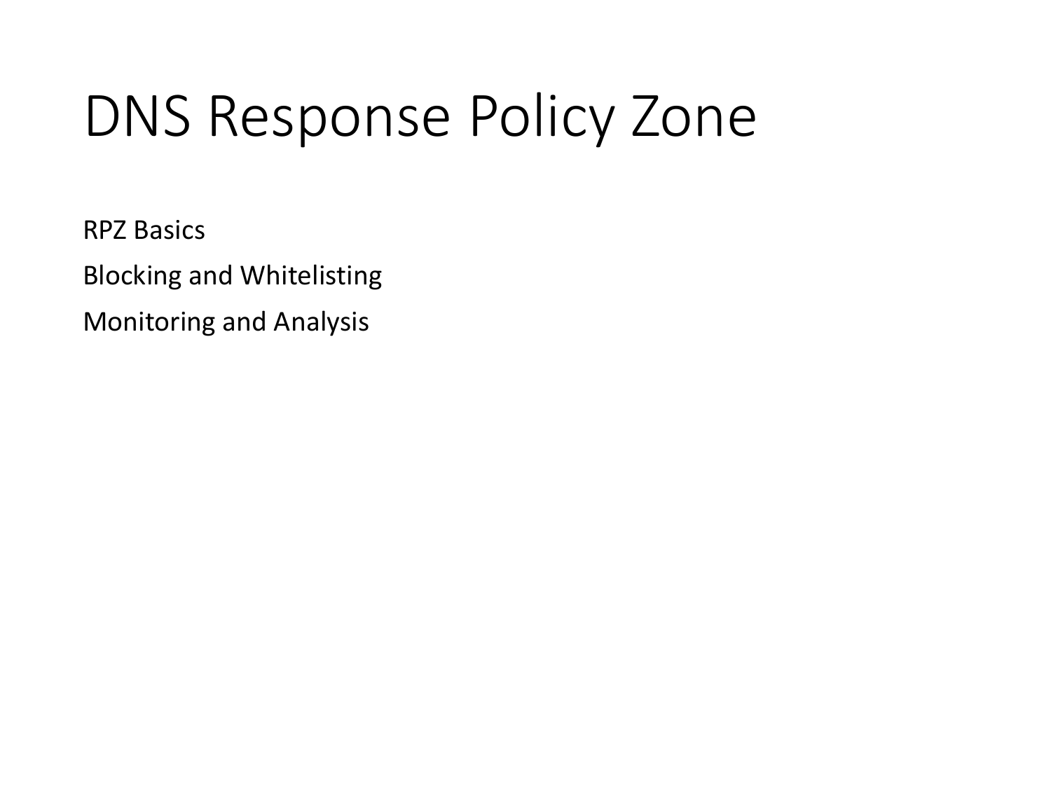# DNS Response Policy Zone

RPZ Basics

Blocking and Whitelisting

Monitoring and Analysis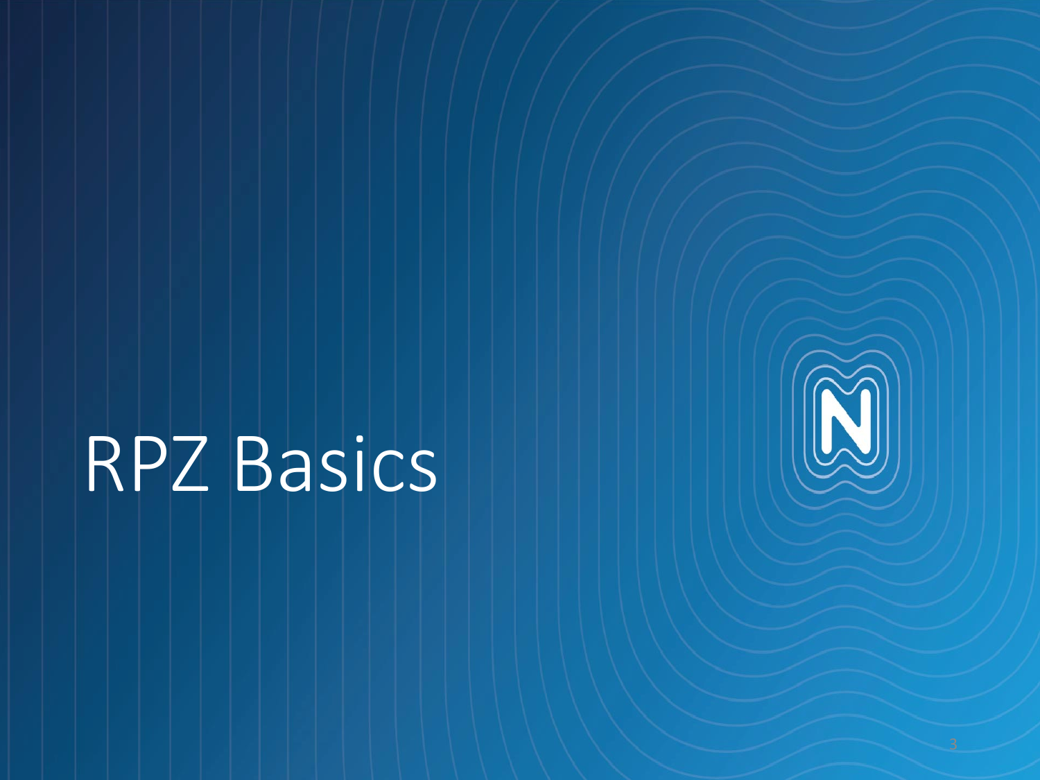# RPZ Basics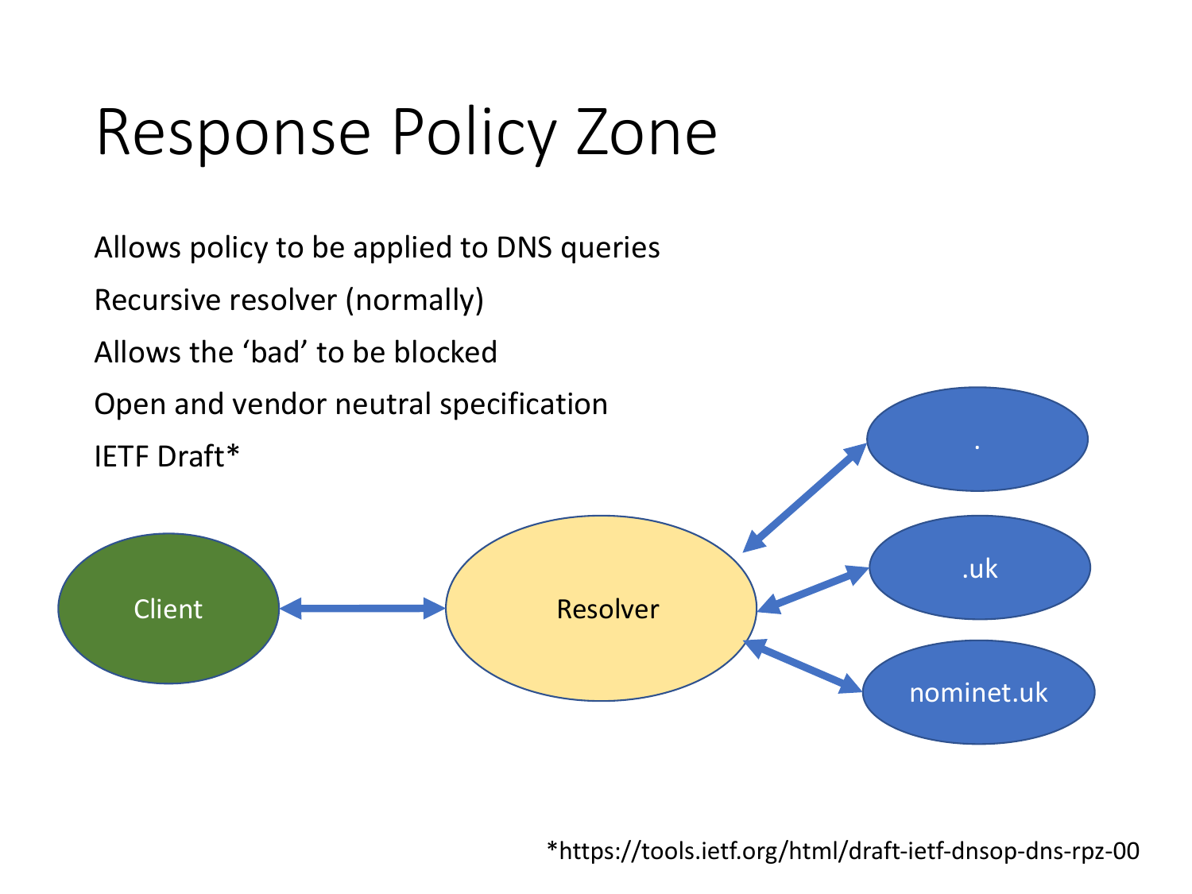# Response Policy Zone

Allows policy to be applied to DNS queries

Recursive resolver (normally)

Allows the 'bad' to be blocked

Open and vendor neutral specification

IETF Draft*

Client

Resolver

.

.uk

nominet.uk

*https://tools.ietf.org/html/draft-ietf-dnsop-dns-rpz-00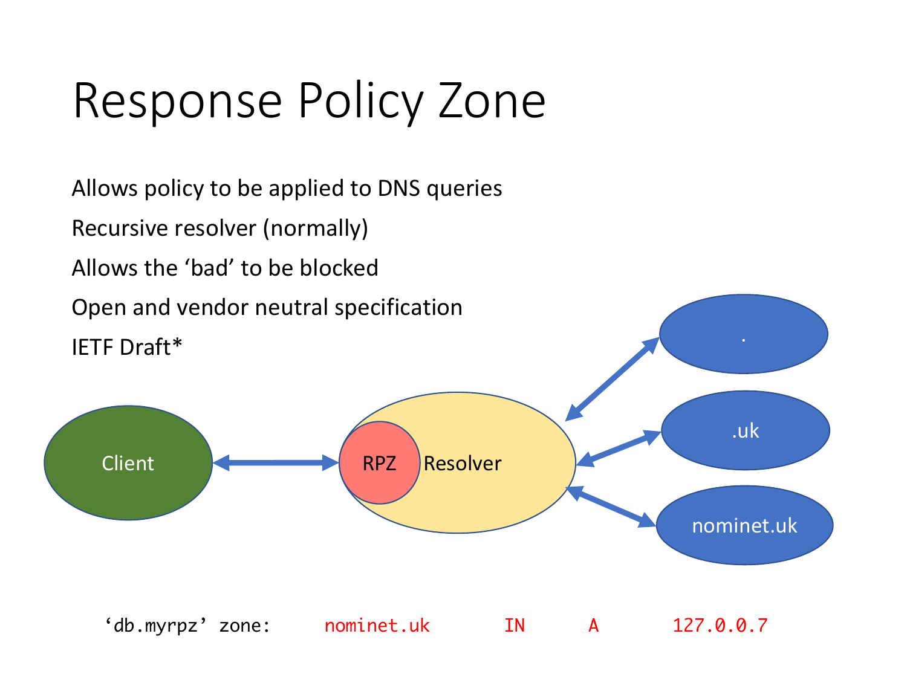# Response Policy Zone

Allows policy to be applied to DNS queries

Recursive resolver (normally)

Allows the 'bad' to be blocked

Open and vendor neutral specification

IETF Draft*

Client

RPZ Resolver

.

.uk

nominet.uk

'db.myrpz' zone: `nominet.uk IN A 127.0.0.7`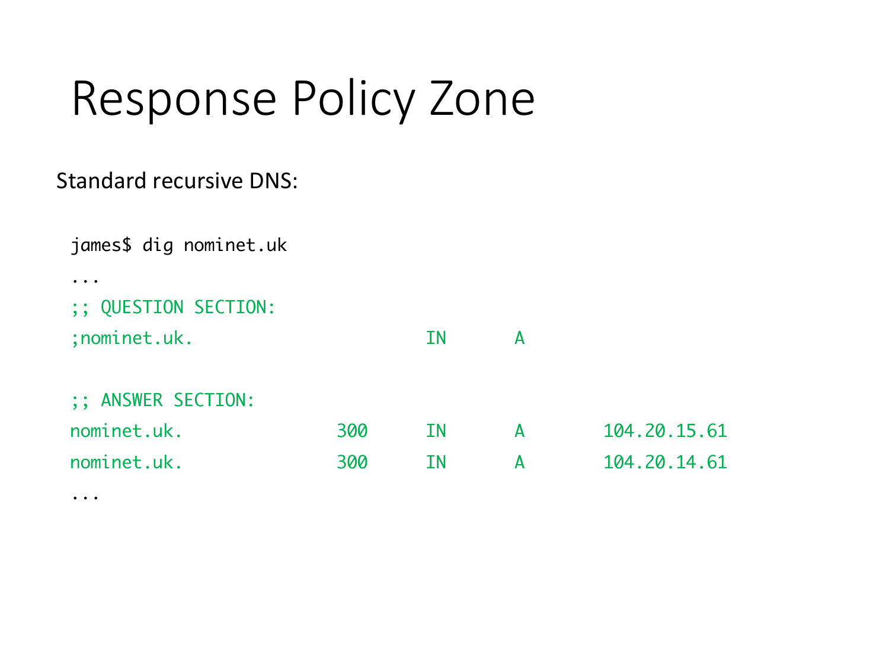# Response Policy Zone

Standard recursive DNS:

```
james$ dig nominet.uk
...
;; QUESTION SECTION:
;nominet.uk.                    IN      A

;; ANSWER SECTION:
nominet.uk.             300     IN      A       104.20.15.61
nominet.uk.             300     IN      A       104.20.14.61
...
```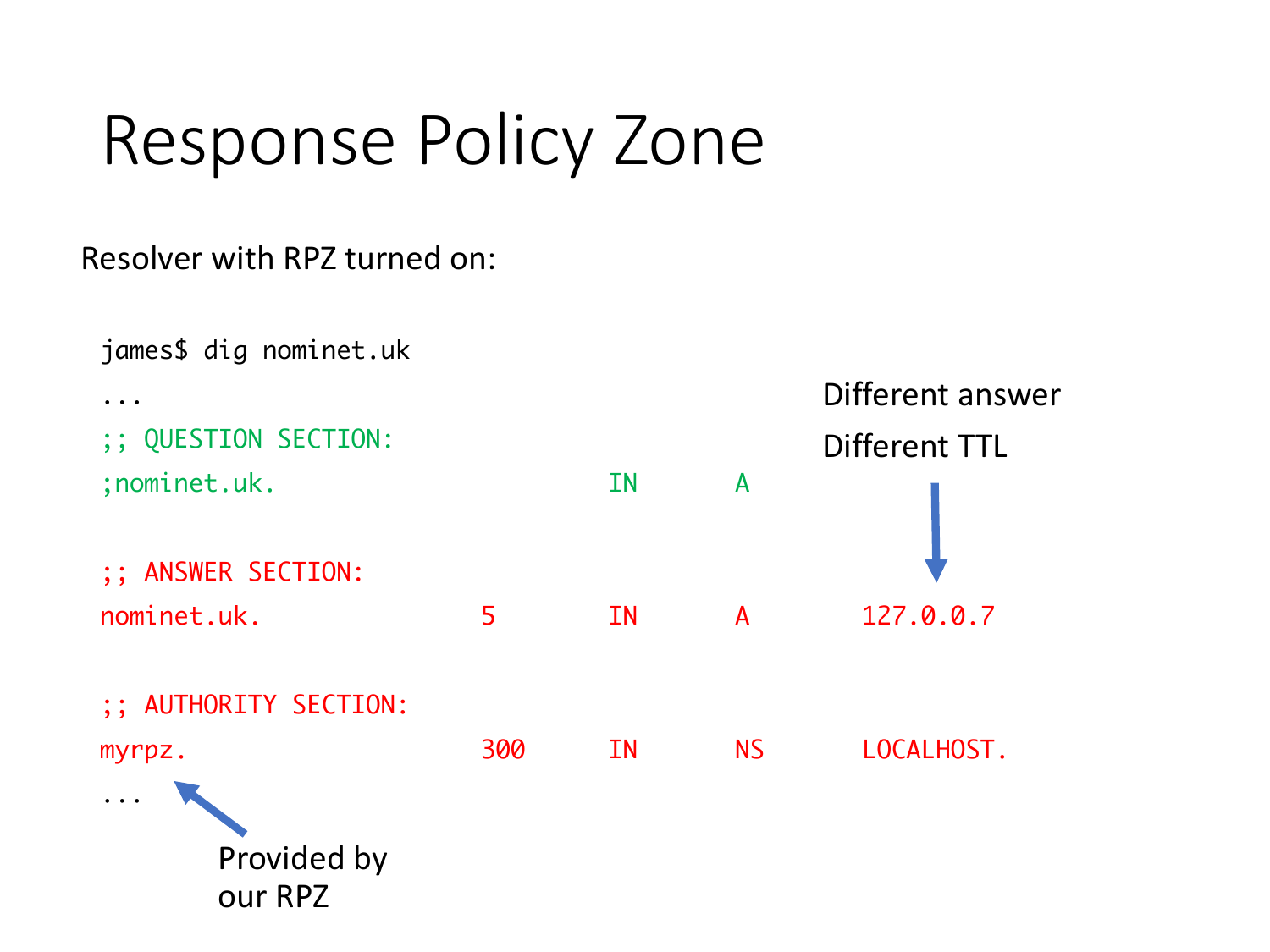# Response Policy Zone

Resolver with RPZ turned on:

```
james$ dig nominet.uk
...
;; QUESTION SECTION:
;nominet.uk.                    IN      A

;; ANSWER SECTION:
nominet.uk.             5       IN      A       127.0.0.7

;; AUTHORITY SECTION:
myrpz.                  300     IN      NS      LOCALHOST.
...
```

Different answer

Different TTL

Provided by our RPZ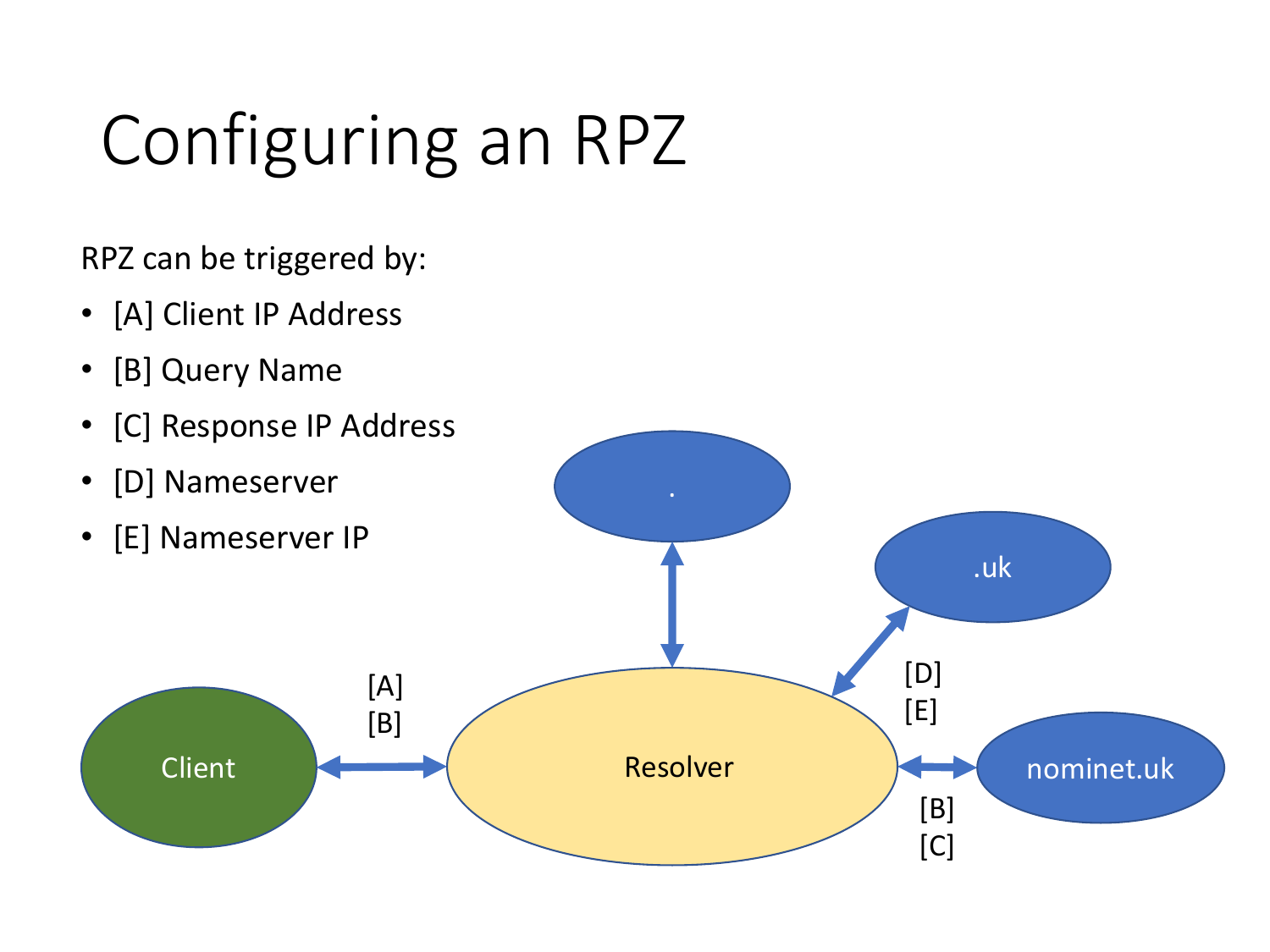# Configuring an RPZ

RPZ can be triggered by:

- [A] Client IP Address
- [B] Query Name
- [C] Response IP Address
- [D] Nameserver
- [E] Nameserver IP

.

.uk

Client

[A]
[B]

Resolver

[D]
[E]

nominet.uk

[B]
[C]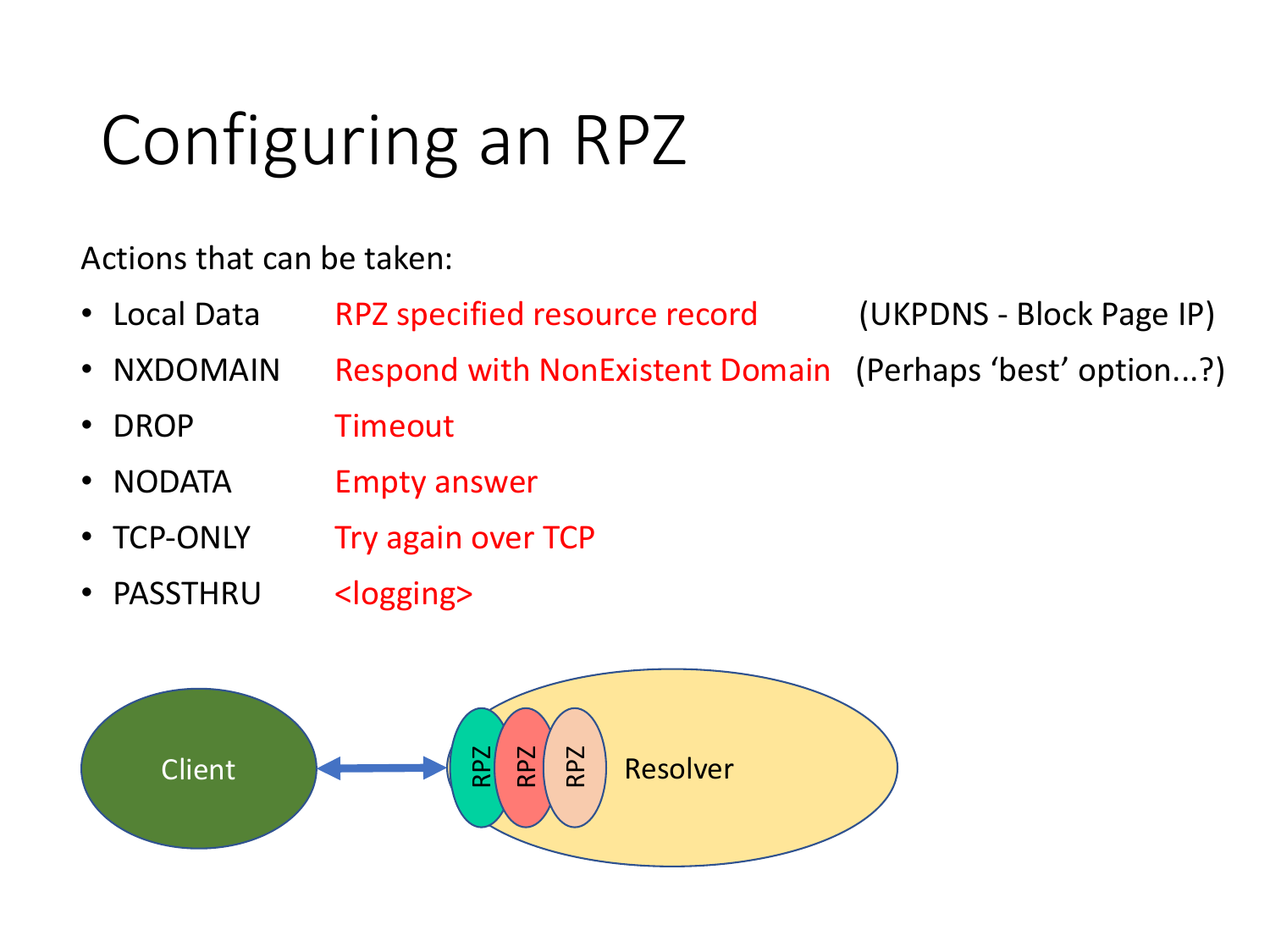# Configuring an RPZ

Actions that can be taken:

| Action | Description | Note |
| --- | --- | --- |
| Local Data | RPZ specified resource record | (UKPDNS - Block Page IP) |
| NXDOMAIN | Respond with NonExistent Domain | (Perhaps 'best' option...?) |
| DROP | Timeout | |
| NODATA | Empty answer | |
| TCP-ONLY | Try again over TCP | |
| PASSTHRU | <logging> | |

Client ⟷ RPZ RPZ RPZ Resolver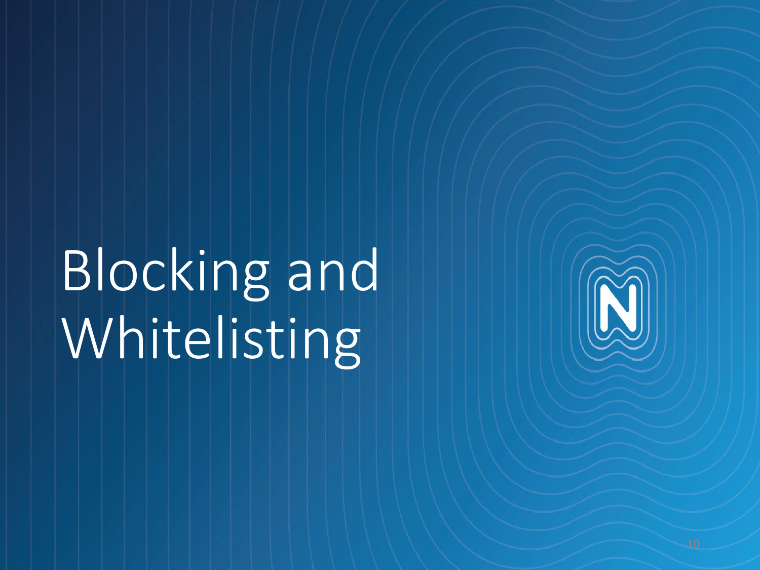# Blocking and Whitelisting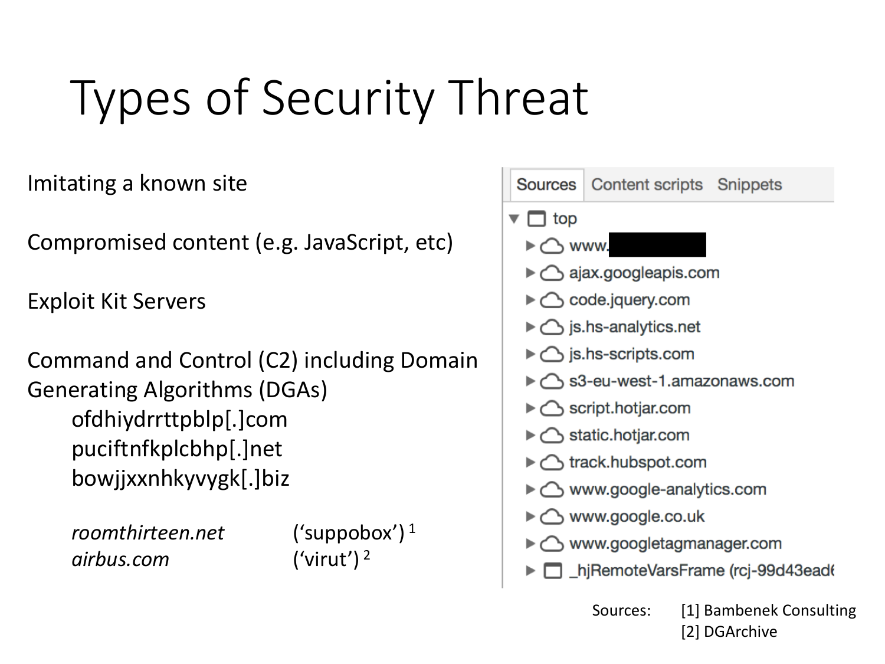# Types of Security Threat

Imitating a known site

Compromised content (e.g. JavaScript, etc)

Exploit Kit Servers

Command and Control (C2) including Domain Generating Algorithms (DGAs)

- ofdhiydrrttpblp[.]com
- puciftnfkplcbhp[.]net
- bowjjxxnhkyvygk[.]biz

*roomthirteen.net* ('suppobox') [1]
*airbus.com* ('virut') [2]

Sources

- top
  - www.
  - ajax.googleapis.com
  - code.jquery.com
  - js.hs-analytics.net
  - js.hs-scripts.com
  - s3-eu-west-1.amazonaws.com
  - script.hotjar.com
  - static.hotjar.com
  - track.hubspot.com
  - www.google-analytics.com
  - www.google.co.uk
  - www.googletagmanager.com
  - _hjRemoteVarsFrame (rcj-99d43ead

Sources: [1] Bambenek Consulting
[2] DGArchive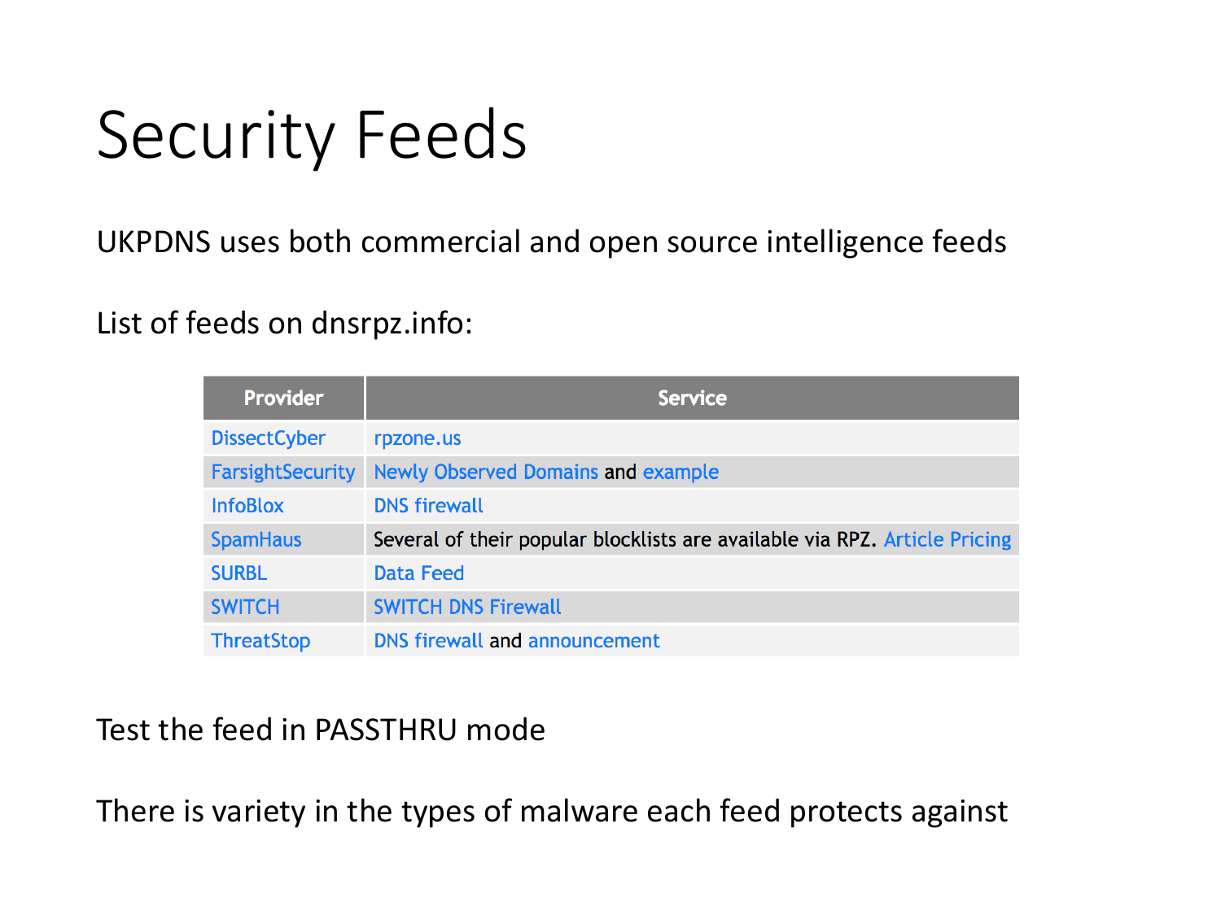# Security Feeds

UKPDNS uses both commercial and open source intelligence feeds

List of feeds on dnsrpz.info:

| Provider | Service |
| --- | --- |
| DissectCyber | rpzone.us |
| FarsightSecurity | Newly Observed Domains and example |
| InfoBlox | DNS firewall |
| SpamHaus | Several of their popular blocklists are available via RPZ. Article Pricing |
| SURBL | Data Feed |
| SWITCH | SWITCH DNS Firewall |
| ThreatStop | DNS firewall and announcement |

Test the feed in PASSTHRU mode

There is variety in the types of malware each feed protects against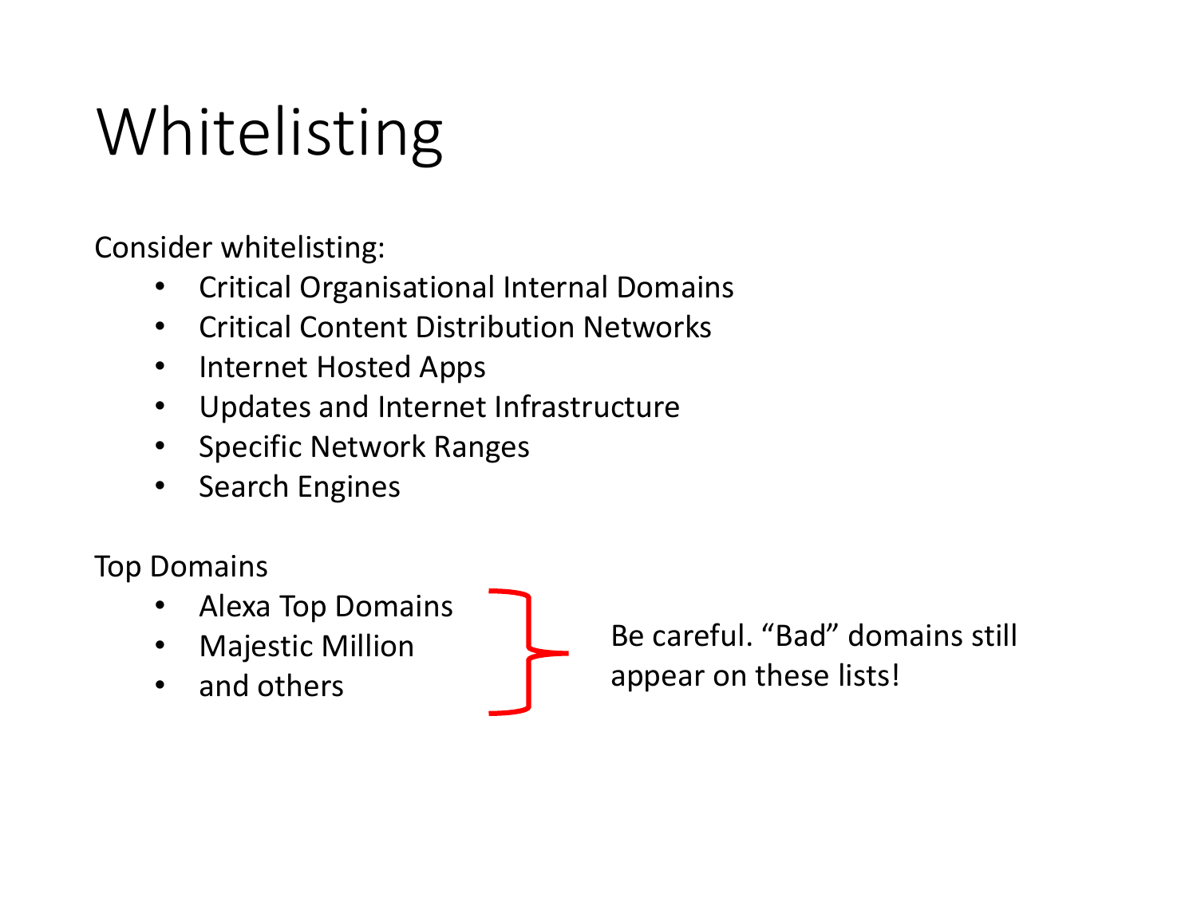# Whitelisting

Consider whitelisting:

- Critical Organisational Internal Domains
- Critical Content Distribution Networks
- Internet Hosted Apps
- Updates and Internet Infrastructure
- Specific Network Ranges
- Search Engines

Top Domains

- Alexa Top Domains
- Majestic Million
- and others

Be careful. “Bad” domains still appear on these lists!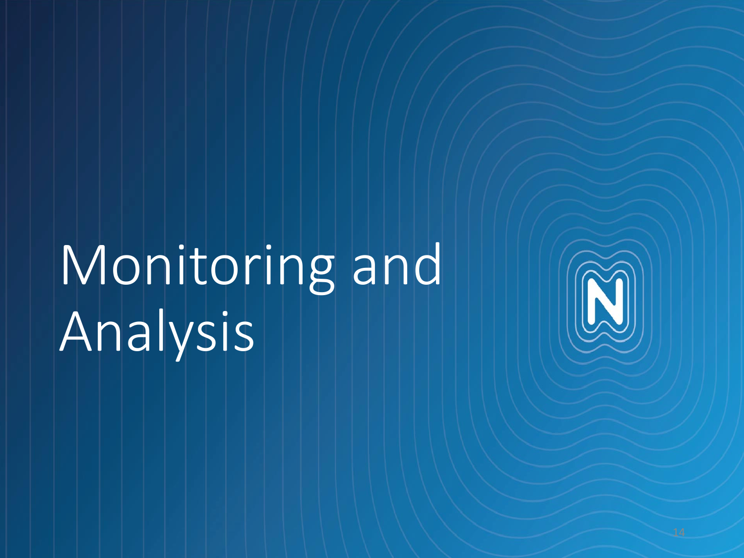# Monitoring and Analysis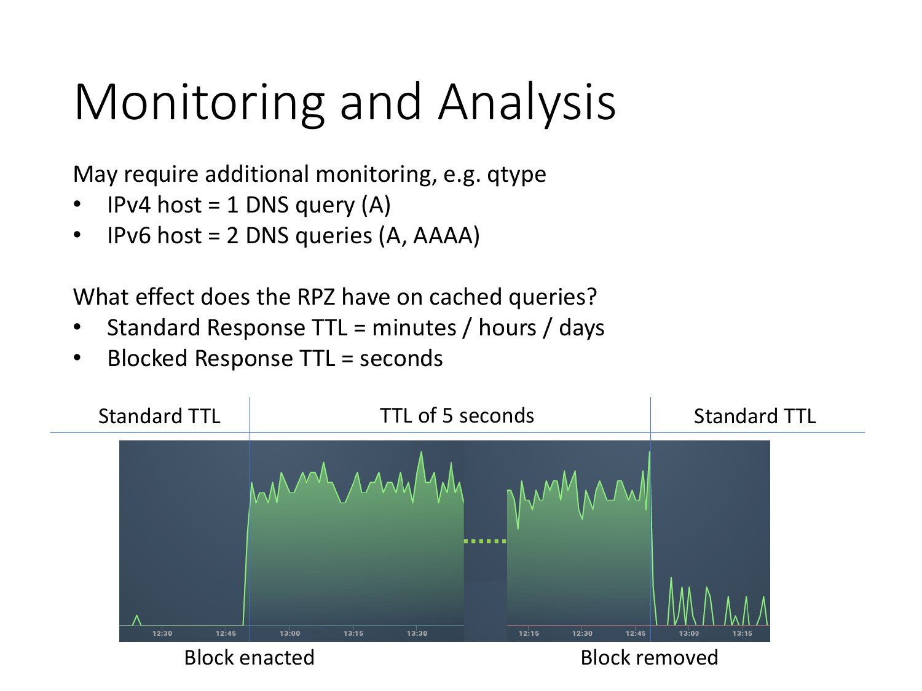# Monitoring and Analysis

May require additional monitoring, e.g. qtype

- IPv4 host = 1 DNS query (A)
- IPv6 host = 2 DNS queries (A, AAAA)

What effect does the RPZ have on cached queries?

- Standard Response TTL = minutes / hours / days
- Blocked Response TTL = seconds

Standard TTL | TTL of 5 seconds | Standard TTL

Block enacted | Block removed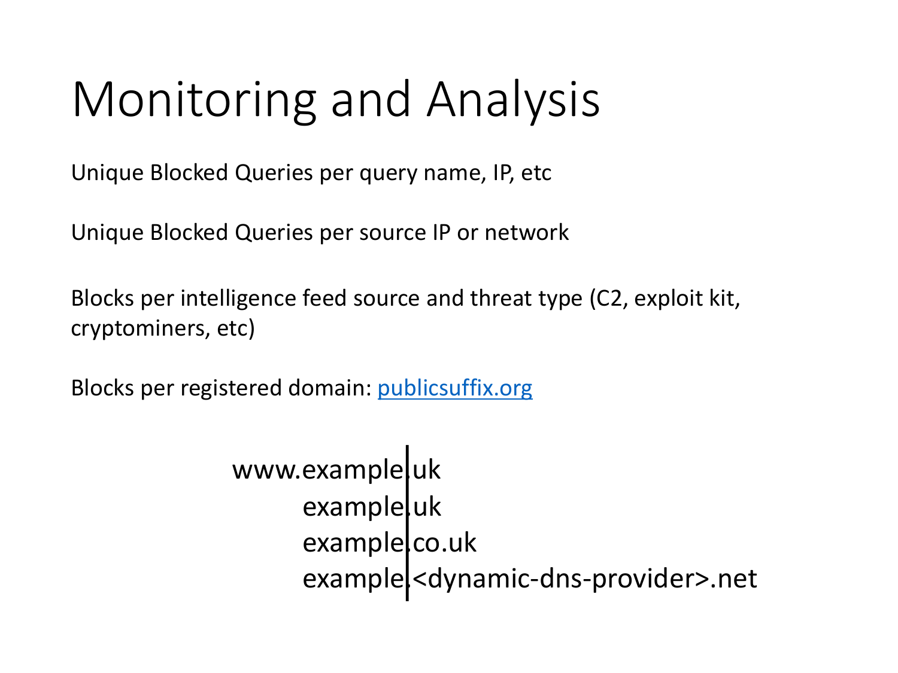# Monitoring and Analysis

Unique Blocked Queries per query name, IP, etc

Unique Blocked Queries per source IP or network

Blocks per intelligence feed source and threat type (C2, exploit kit, cryptominers, etc)

Blocks per registered domain: [publicsuffix.org](publicsuffix.org)

```
www.example|.uk
    example|.uk
    example|.co.uk
    example|.<dynamic-dns-provider>.net
```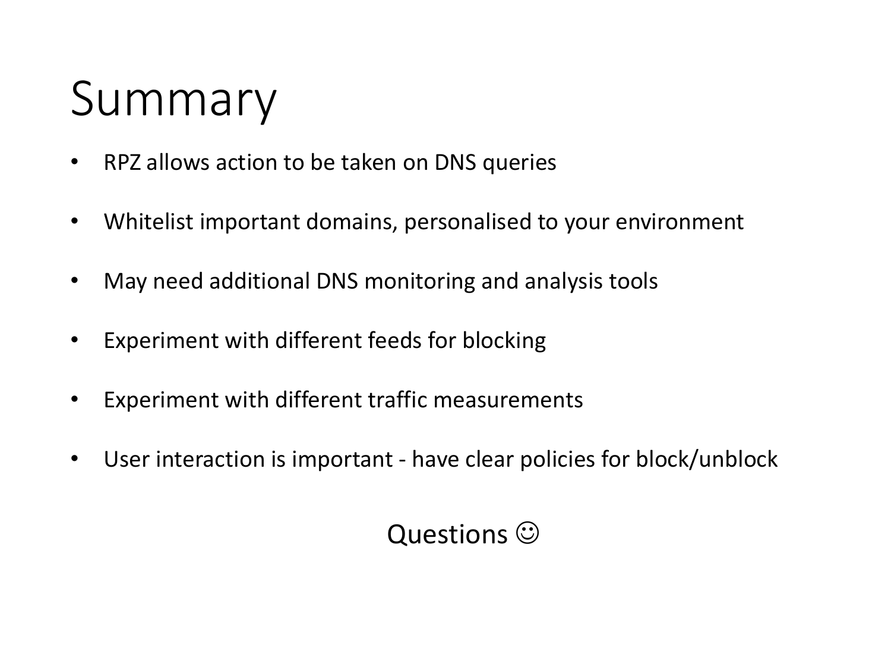# Summary

- RPZ allows action to be taken on DNS queries
- Whitelist important domains, personalised to your environment
- May need additional DNS monitoring and analysis tools
- Experiment with different feeds for blocking
- Experiment with different traffic measurements
- User interaction is important - have clear policies for block/unblock

Questions ☺